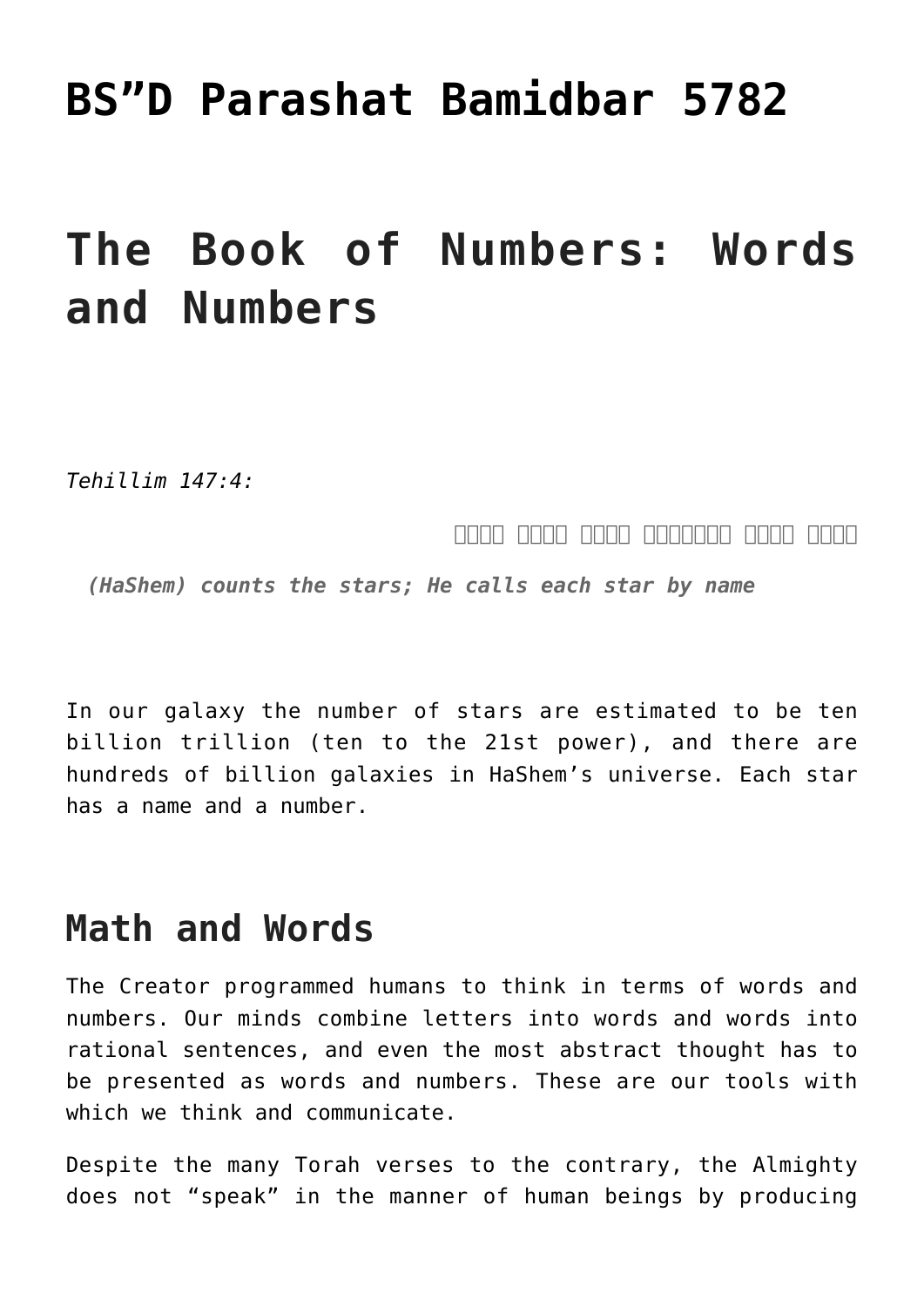# BS"D Parashat Bamidbar 5782

# The Book of Numbers: Words and Numbers

*Tehillim 147:4:*

***(HaShem) counts the stars; He calls each star by name***

In our galaxy the number of stars are estimated to be ten billion trillion (ten to the 21st power), and there are hundreds of billion galaxies in HaShem's universe. Each star has a name and a number.

## Math and Words

The Creator programmed humans to think in terms of words and numbers. Our minds combine letters into words and words into rational sentences, and even the most abstract thought has to be presented as words and numbers. These are our tools with which we think and communicate.

Despite the many Torah verses to the contrary, the Almighty does not "speak" in the manner of human beings by producing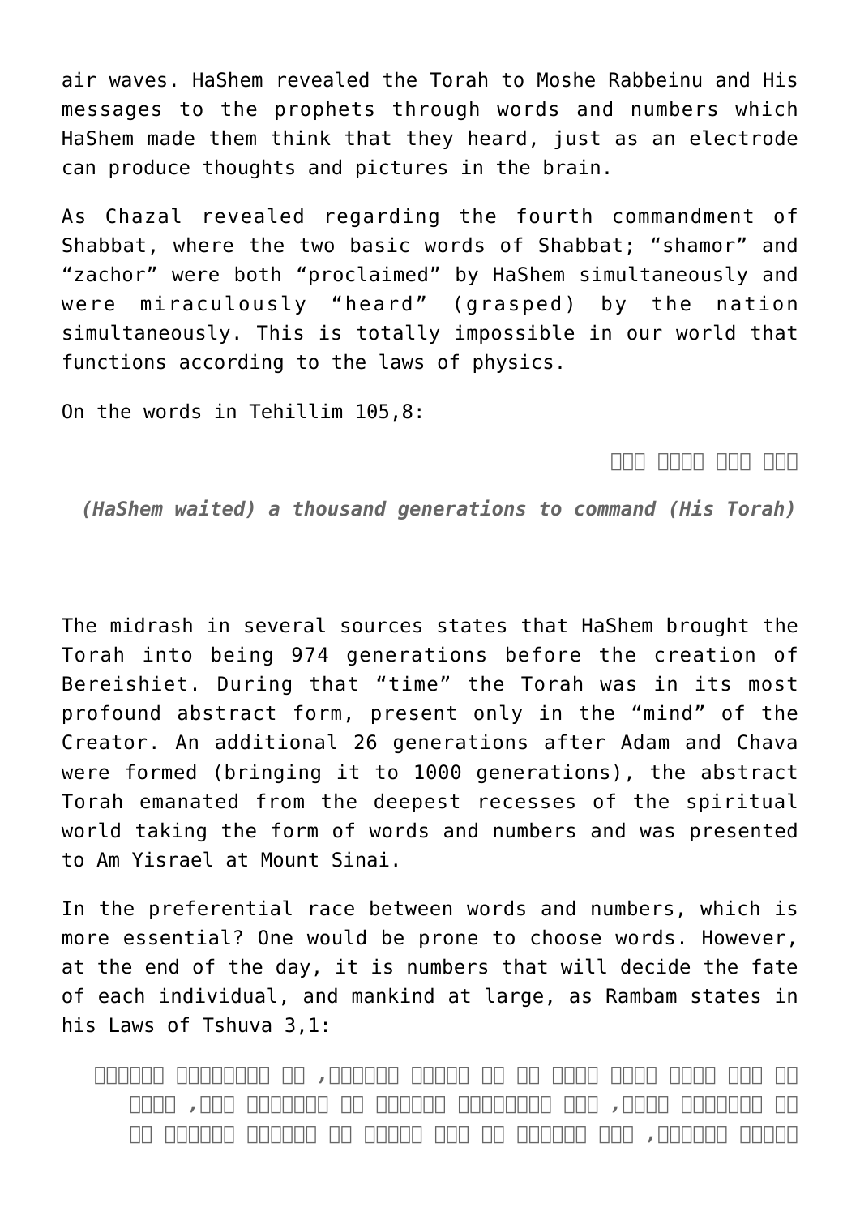air waves. HaShem revealed the Torah to Moshe Rabbeinu and His messages to the prophets through words and numbers which HaShem made them think that they heard, just as an electrode can produce thoughts and pictures in the brain.

As Chazal revealed regarding the fourth commandment of Shabbat, where the two basic words of Shabbat; "shamor" and "zachor" were both "proclaimed" by HaShem simultaneously and were miraculously "heard" (grasped) by the nation simultaneously. This is totally impossible in our world that functions according to the laws of physics.

On the words in Tehillim 105,8:

□□□ □□□□ □□□ □□□

***(HaShem waited) a thousand generations to command (His Torah)***

The midrash in several sources states that HaShem brought the Torah into being 974 generations before the creation of Bereishiet. During that "time" the Torah was in its most profound abstract form, present only in the "mind" of the Creator. An additional 26 generations after Adam and Chava were formed (bringing it to 1000 generations), the abstract Torah emanated from the deepest recesses of the spiritual world taking the form of words and numbers and was presented to Am Yisrael at Mount Sinai.

In the preferential race between words and numbers, which is more essential? One would be prone to choose words. However, at the end of the day, it is numbers that will decide the fate of each individual, and mankind at large, as Rambam states in his Laws of Tshuva 3,1:

□□ □□□ □□□□ □□□□ □□□□ □□ □□ □□□□□ □□□□□□□ ,□□ □□□□□□□□ □□□□□□□
□□ □□□□□□□ □□□□□ ,□□□ □□□□□□□□□ □□□□□□ □□ □□□□□□□ □□□ ,□□□□□
□□□□□ □□□□□□□ ,□□□ □□□□□□ □□ □□□□ □□□□□ □□ □□□□□□ □□□□□□ □□ □□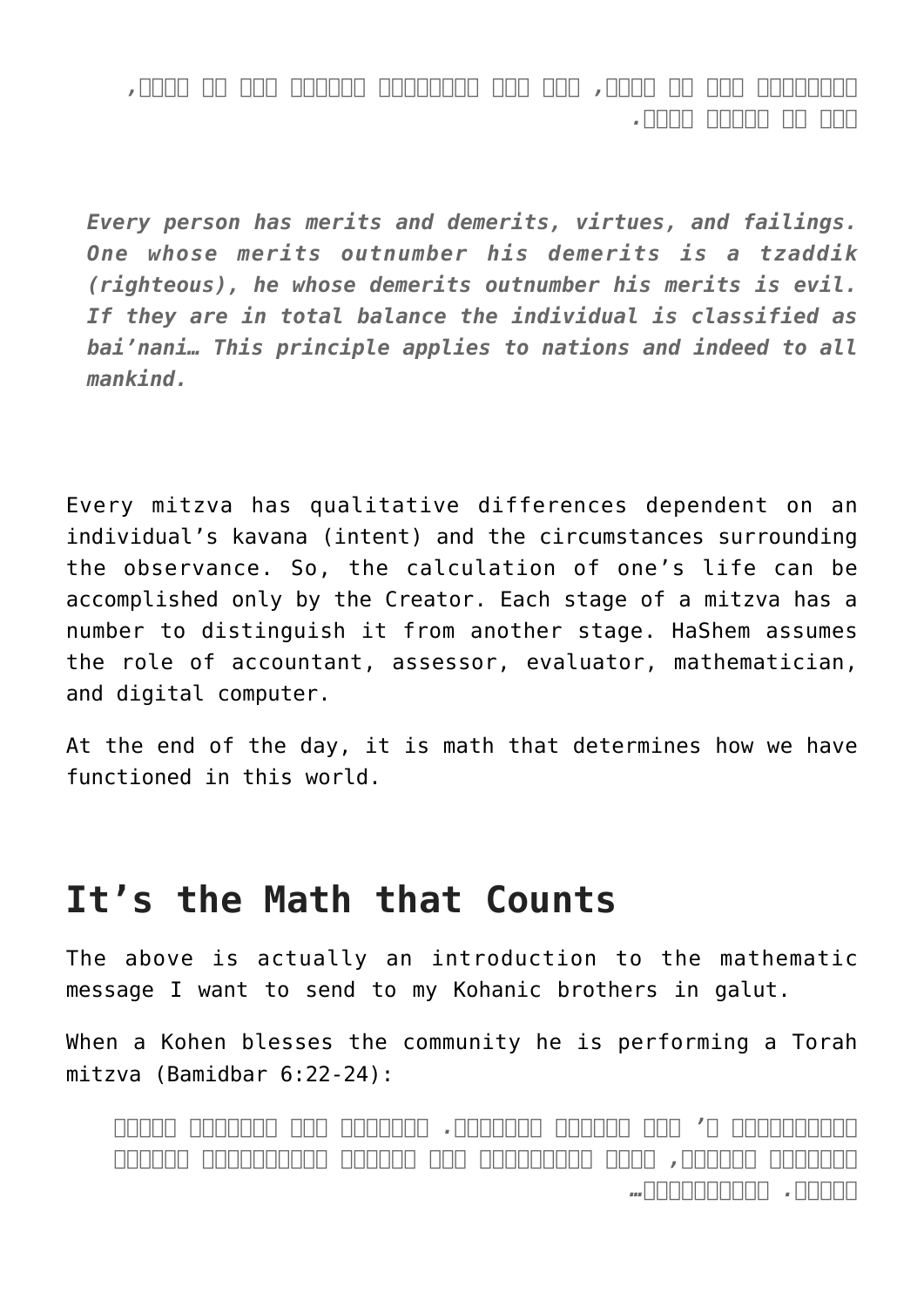***Every person has merits and demerits, virtues, and failings. One whose merits outnumber his demerits is a tzaddik (righteous), he whose demerits outnumber his merits is evil. If they are in total balance the individual is classified as bai'nani… This principle applies to nations and indeed to all mankind.***

Every mitzva has qualitative differences dependent on an individual's kavana (intent) and the circumstances surrounding the observance. So, the calculation of one's life can be accomplished only by the Creator. Each stage of a mitzva has a number to distinguish it from another stage. HaShem assumes the role of accountant, assessor, evaluator, mathematician, and digital computer.

At the end of the day, it is math that determines how we have functioned in this world.

## It's the Math that Counts

The above is actually an introduction to the mathematic message I want to send to my Kohanic brothers in galut.

When a Kohen blesses the community he is performing a Torah mitzva (Bamidbar 6:22-24):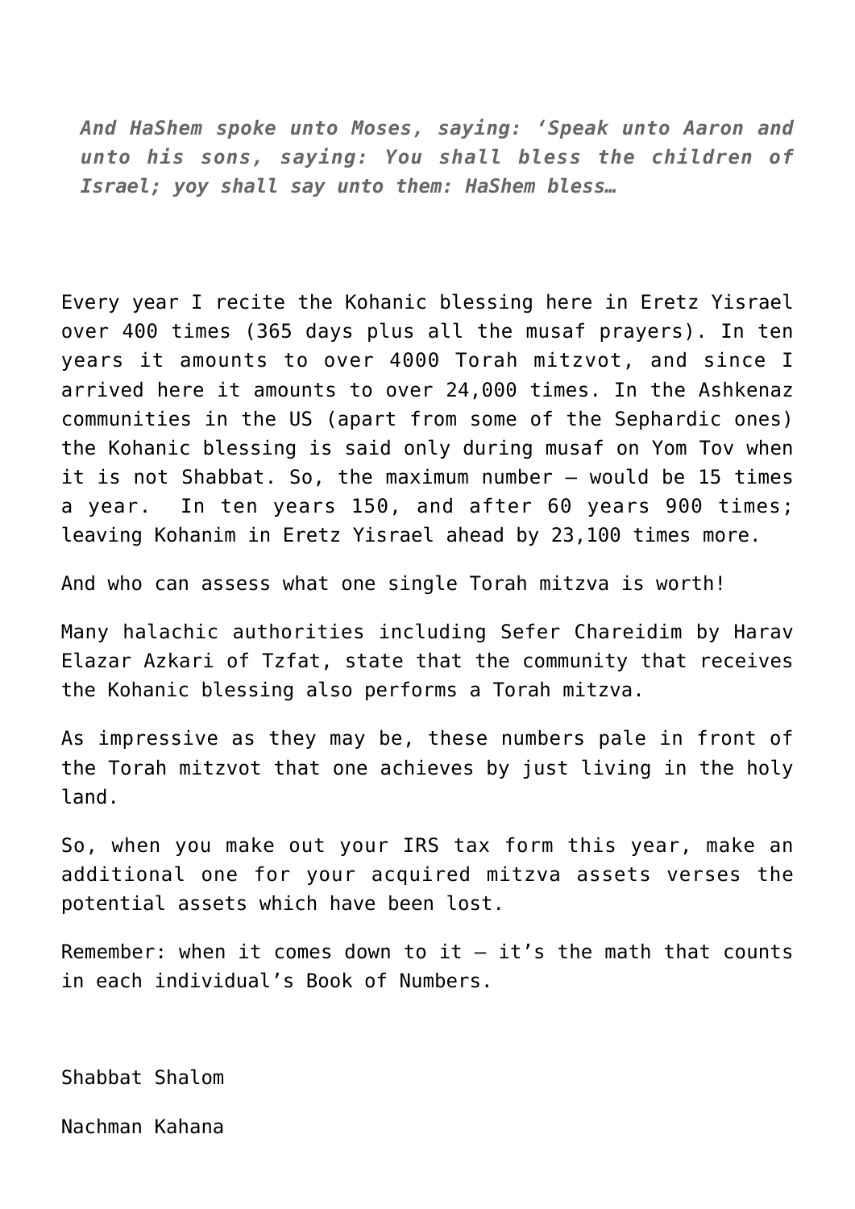> *And HaShem spoke unto Moses, saying: 'Speak unto Aaron and unto his sons, saying: You shall bless the children of Israel; yoy shall say unto them: HaShem bless…*

Every year I recite the Kohanic blessing here in Eretz Yisrael over 400 times (365 days plus all the musaf prayers). In ten years it amounts to over 4000 Torah mitzvot, and since I arrived here it amounts to over 24,000 times. In the Ashkenaz communities in the US (apart from some of the Sephardic ones) the Kohanic blessing is said only during musaf on Yom Tov when it is not Shabbat. So, the maximum number – would be 15 times a year.  In ten years 150, and after 60 years 900 times; leaving Kohanim in Eretz Yisrael ahead by 23,100 times more.

And who can assess what one single Torah mitzva is worth!

Many halachic authorities including Sefer Chareidim by Harav Elazar Azkari of Tzfat, state that the community that receives the Kohanic blessing also performs a Torah mitzva.

As impressive as they may be, these numbers pale in front of the Torah mitzvot that one achieves by just living in the holy land.

So, when you make out your IRS tax form this year, make an additional one for your acquired mitzva assets verses the potential assets which have been lost.

Remember: when it comes down to it – it's the math that counts in each individual's Book of Numbers.

Shabbat Shalom

Nachman Kahana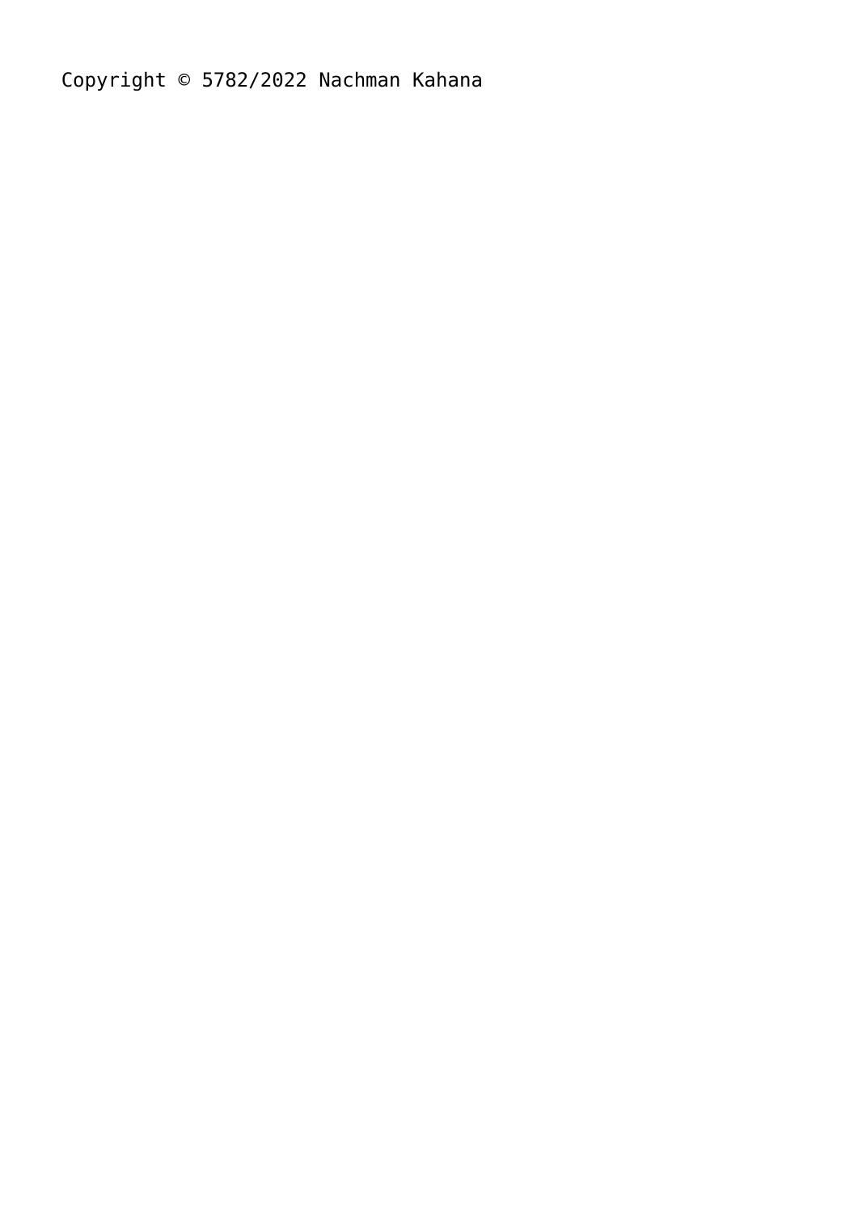Copyright © 5782/2022 Nachman Kahana